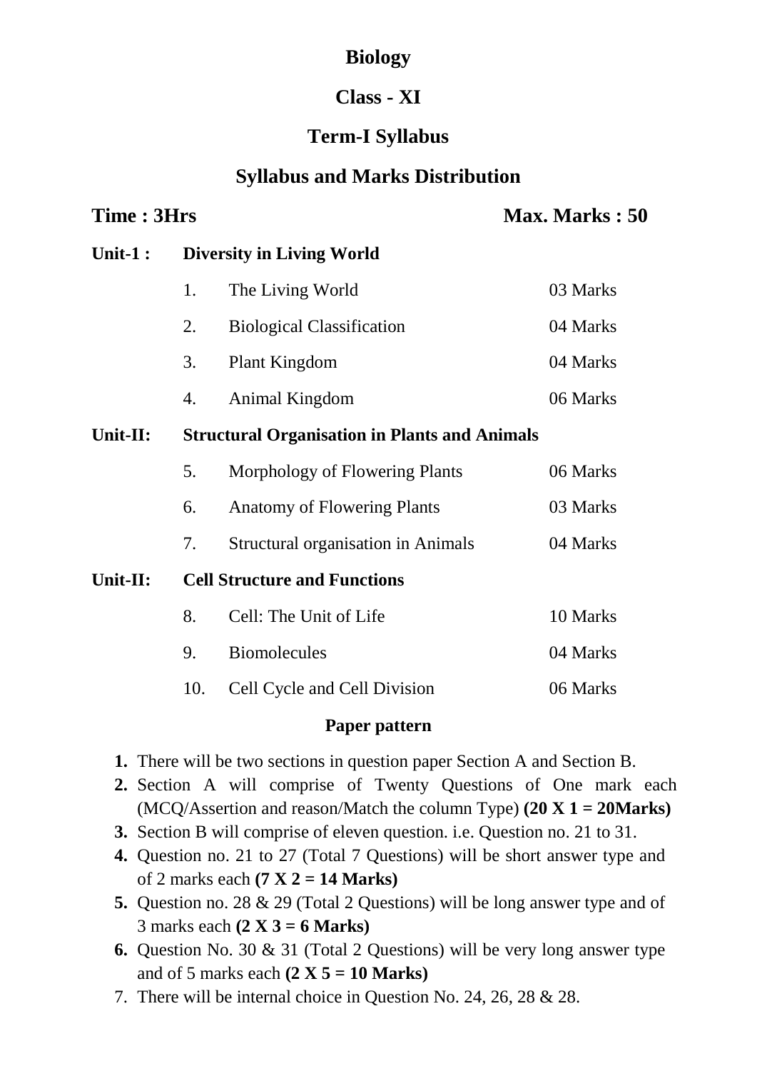# Biology

## Class - XI

## Term-I Syllabus

## Syllabus and Marks Distribution

**Time : 3Hrs** **Max. Marks : 50**

| | | | |
|---|---|---|---|
| **Unit-1 :** | **Diversity in Living World** | | |
| | 1. | The Living World | 03 Marks |
| | 2. | Biological Classification | 04 Marks |
| | 3. | Plant Kingdom | 04 Marks |
| | 4. | Animal Kingdom | 06 Marks |
| **Unit-II:** | **Structural Organisation in Plants and Animals** | | |
| | 5. | Morphology of Flowering Plants | 06 Marks |
| | 6. | Anatomy of Flowering Plants | 03 Marks |
| | 7. | Structural organisation in Animals | 04 Marks |
| **Unit-II:** | **Cell Structure and Functions** | | |
| | 8. | Cell: The Unit of Life | 10 Marks |
| | 9. | Biomolecules | 04 Marks |
| | 10. | Cell Cycle and Cell Division | 06 Marks |

### Paper pattern

1. There will be two sections in question paper Section A and Section B.
2. Section A will comprise of Twenty Questions of One mark each (MCQ/Assertion and reason/Match the column Type) **(20 X 1 = 20Marks)**
3. Section B will comprise of eleven question. i.e. Question no. 21 to 31.
4. Question no. 21 to 27 (Total 7 Questions) will be short answer type and of 2 marks each **(7 X 2 = 14 Marks)**
5. Question no. 28 & 29 (Total 2 Questions) will be long answer type and of 3 marks each **(2 X 3 = 6 Marks)**
6. Question No. 30 & 31 (Total 2 Questions) will be very long answer type and of 5 marks each **(2 X 5 = 10 Marks)**
7. There will be internal choice in Question No. 24, 26, 28 & 28.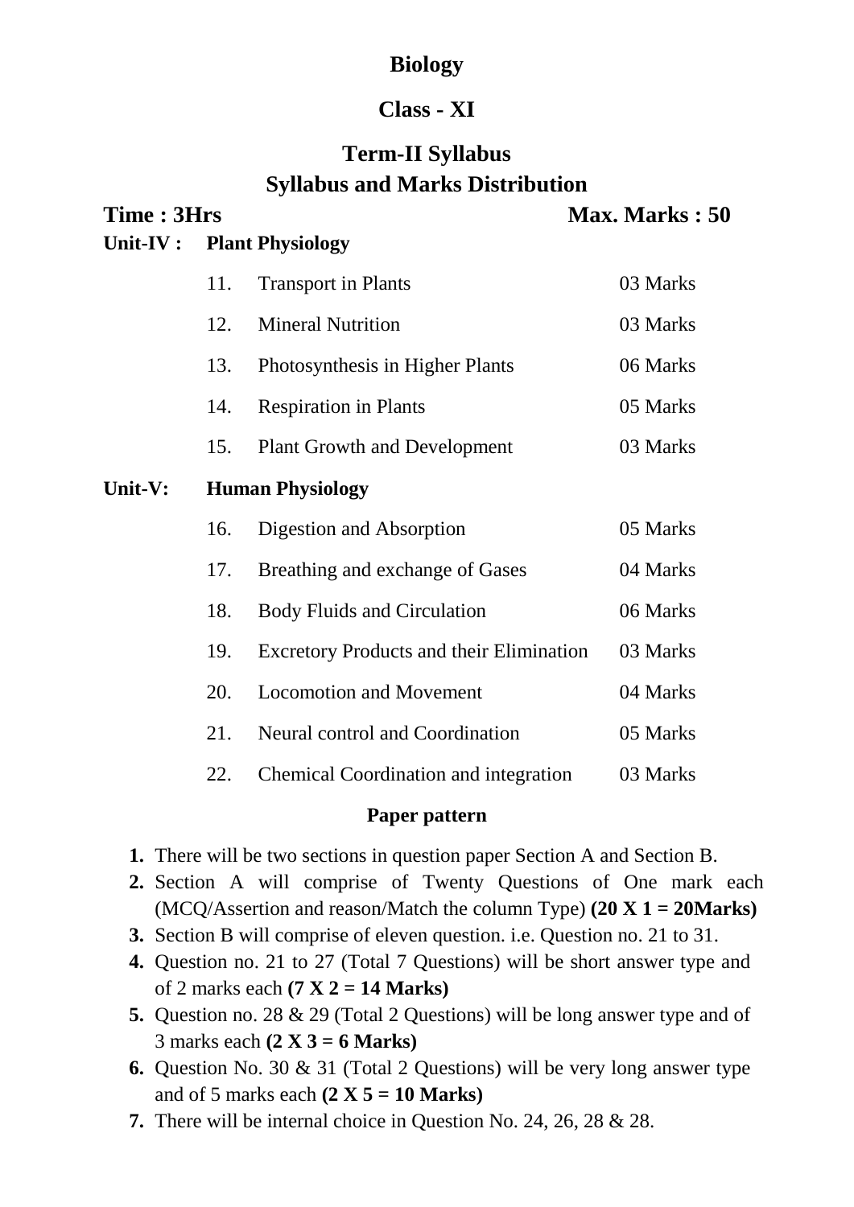# Biology

## Class - XI

## Term-II Syllabus

## Syllabus and Marks Distribution

**Time : 3Hrs** **Max. Marks : 50**

| | | | |
|---|---|---|---|
| **Unit-IV :** | **Plant Physiology** | | |
| | 11. | Transport in Plants | 03 Marks |
| | 12. | Mineral Nutrition | 03 Marks |
| | 13. | Photosynthesis in Higher Plants | 06 Marks |
| | 14. | Respiration in Plants | 05 Marks |
| | 15. | Plant Growth and Development | 03 Marks |
| **Unit-V:** | **Human Physiology** | | |
| | 16. | Digestion and Absorption | 05 Marks |
| | 17. | Breathing and exchange of Gases | 04 Marks |
| | 18. | Body Fluids and Circulation | 06 Marks |
| | 19. | Excretory Products and their Elimination | 03 Marks |
| | 20. | Locomotion and Movement | 04 Marks |
| | 21. | Neural control and Coordination | 05 Marks |
| | 22. | Chemical Coordination and integration | 03 Marks |

### Paper pattern

1. There will be two sections in question paper Section A and Section B.
2. Section A will comprise of Twenty Questions of One mark each (MCQ/Assertion and reason/Match the column Type) **(20 X 1 = 20Marks)**
3. Section B will comprise of eleven question. i.e. Question no. 21 to 31.
4. Question no. 21 to 27 (Total 7 Questions) will be short answer type and of 2 marks each **(7 X 2 = 14 Marks)**
5. Question no. 28 & 29 (Total 2 Questions) will be long answer type and of 3 marks each **(2 X 3 = 6 Marks)**
6. Question No. 30 & 31 (Total 2 Questions) will be very long answer type and of 5 marks each **(2 X 5 = 10 Marks)**
7. There will be internal choice in Question No. 24, 26, 28 & 28.